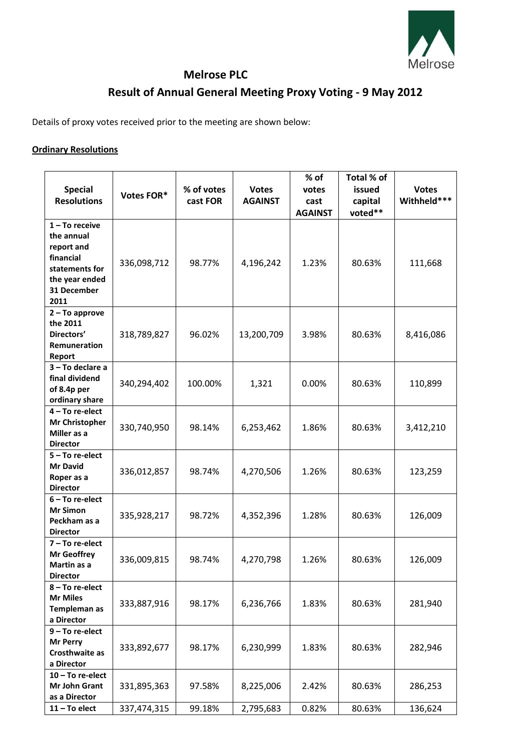# Melrose PLC

## Result of Annual General Meeting Proxy Voting - 9 May 2012

Details of proxy votes received prior to the meeting are shown below:

**Ordinary Resolutions**

| Special Resolutions | Votes FOR* | % of votes cast FOR | Votes AGAINST | % of votes cast AGAINST | Total % of issued capital voted** | Votes Withheld*** |
|---|---|---|---|---|---|---|
| **1 – To receive the annual report and financial statements for the year ended 31 December 2011** | 336,098,712 | 98.77% | 4,196,242 | 1.23% | 80.63% | 111,668 |
| **2 – To approve the 2011 Directors' Remuneration Report** | 318,789,827 | 96.02% | 13,200,709 | 3.98% | 80.63% | 8,416,086 |
| **3 – To declare a final dividend of 8.4p per ordinary share** | 340,294,402 | 100.00% | 1,321 | 0.00% | 80.63% | 110,899 |
| **4 – To re-elect Mr Christopher Miller as a Director** | 330,740,950 | 98.14% | 6,253,462 | 1.86% | 80.63% | 3,412,210 |
| **5 – To re-elect Mr David Roper as a Director** | 336,012,857 | 98.74% | 4,270,506 | 1.26% | 80.63% | 123,259 |
| **6 – To re-elect Mr Simon Peckham as a Director** | 335,928,217 | 98.72% | 4,352,396 | 1.28% | 80.63% | 126,009 |
| **7 – To re-elect Mr Geoffrey Martin as a Director** | 336,009,815 | 98.74% | 4,270,798 | 1.26% | 80.63% | 126,009 |
| **8 – To re-elect Mr Miles Templeman as a Director** | 333,887,916 | 98.17% | 6,236,766 | 1.83% | 80.63% | 281,940 |
| **9 – To re-elect Mr Perry Crosthwaite as a Director** | 333,892,677 | 98.17% | 6,230,999 | 1.83% | 80.63% | 282,946 |
| **10 – To re-elect Mr John Grant as a Director** | 331,895,363 | 97.58% | 8,225,006 | 2.42% | 80.63% | 286,253 |
| **11 – To elect** | 337,474,315 | 99.18% | 2,795,683 | 0.82% | 80.63% | 136,624 |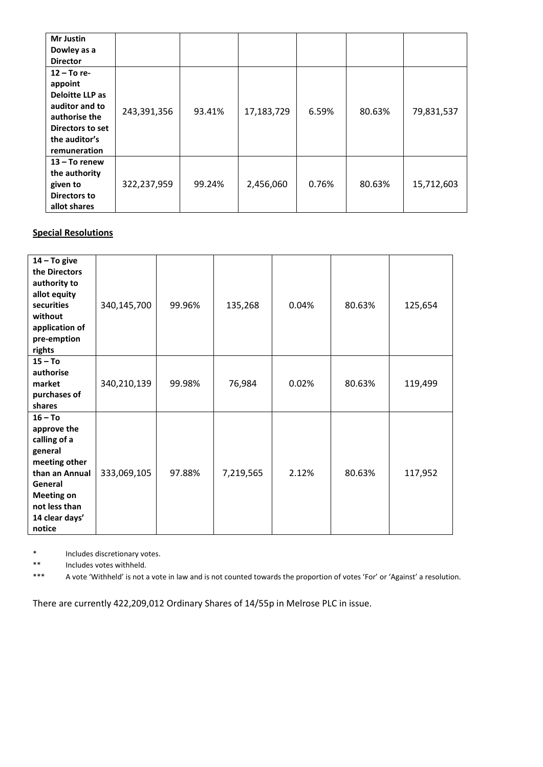| | | | | | | |
|---|---|---|---|---|---|---|
| **Mr Justin Dowley as a Director** | | | | | | |
| **12 – To re-appoint Deloitte LLP as auditor and to authorise the Directors to set the auditor's remuneration** | 243,391,356 | 93.41% | 17,183,729 | 6.59% | 80.63% | 79,831,537 |
| **13 – To renew the authority given to Directors to allot shares** | 322,237,959 | 99.24% | 2,456,060 | 0.76% | 80.63% | 15,712,603 |

**Special Resolutions**

| | | | | | | |
|---|---|---|---|---|---|---|
| **14 – To give the Directors authority to allot equity securities without application of pre-emption rights** | 340,145,700 | 99.96% | 135,268 | 0.04% | 80.63% | 125,654 |
| **15 – To authorise market purchases of shares** | 340,210,139 | 99.98% | 76,984 | 0.02% | 80.63% | 119,499 |
| **16 – To approve the calling of a general meeting other than an Annual General Meeting on not less than 14 clear days' notice** | 333,069,105 | 97.88% | 7,219,565 | 2.12% | 80.63% | 117,952 |

\* Includes discretionary votes.

\*\* Includes votes withheld.

\*\*\* A vote 'Withheld' is not a vote in law and is not counted towards the proportion of votes 'For' or 'Against' a resolution.

There are currently 422,209,012 Ordinary Shares of 14/55p in Melrose PLC in issue.